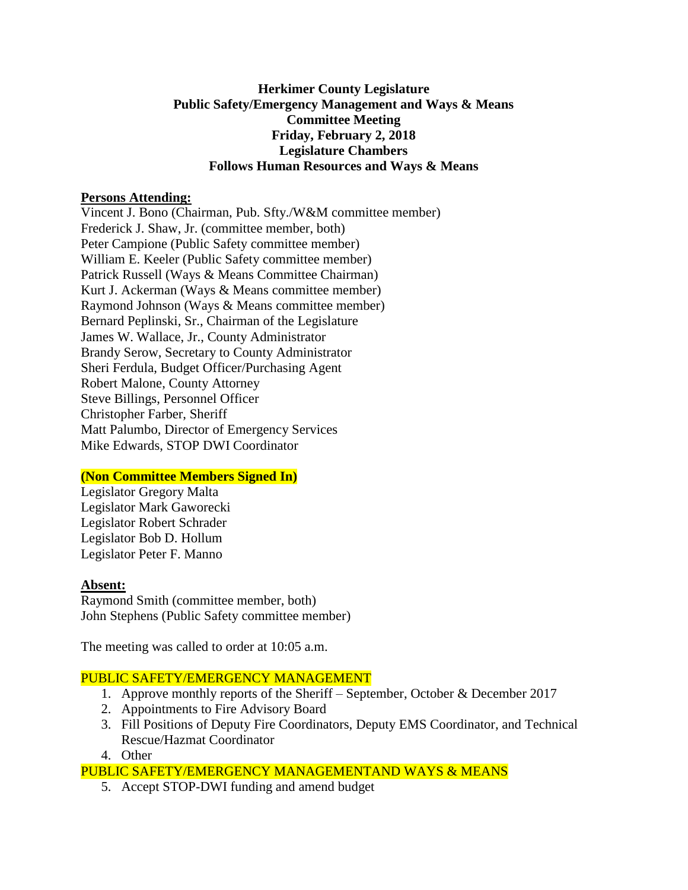# Herkimer County Legislature
## Public Safety/Emergency Management and Ways & Means
## Committee Meeting
## Friday, February 2, 2018
## Legislature Chambers
## Follows Human Resources and Ways & Means

**Persons Attending:**

Vincent J. Bono (Chairman, Pub. Sfty./W&M committee member)
Frederick J. Shaw, Jr. (committee member, both)
Peter Campione (Public Safety committee member)
William E. Keeler (Public Safety committee member)
Patrick Russell (Ways & Means Committee Chairman)
Kurt J. Ackerman (Ways & Means committee member)
Raymond Johnson (Ways & Means committee member)
Bernard Peplinski, Sr., Chairman of the Legislature
James W. Wallace, Jr., County Administrator
Brandy Serow, Secretary to County Administrator
Sheri Ferdula, Budget Officer/Purchasing Agent
Robert Malone, County Attorney
Steve Billings, Personnel Officer
Christopher Farber, Sheriff
Matt Palumbo, Director of Emergency Services
Mike Edwards, STOP DWI Coordinator

**(Non Committee Members Signed In)**

Legislator Gregory Malta
Legislator Mark Gaworecki
Legislator Robert Schrader
Legislator Bob D. Hollum
Legislator Peter F. Manno

**Absent:**

Raymond Smith (committee member, both)
John Stephens (Public Safety committee member)

The meeting was called to order at 10:05 a.m.

PUBLIC SAFETY/EMERGENCY MANAGEMENT

1. Approve monthly reports of the Sheriff – September, October & December 2017
2. Appointments to Fire Advisory Board
3. Fill Positions of Deputy Fire Coordinators, Deputy EMS Coordinator, and Technical Rescue/Hazmat Coordinator
4. Other

PUBLIC SAFETY/EMERGENCY MANAGEMENTAND WAYS & MEANS

5. Accept STOP-DWI funding and amend budget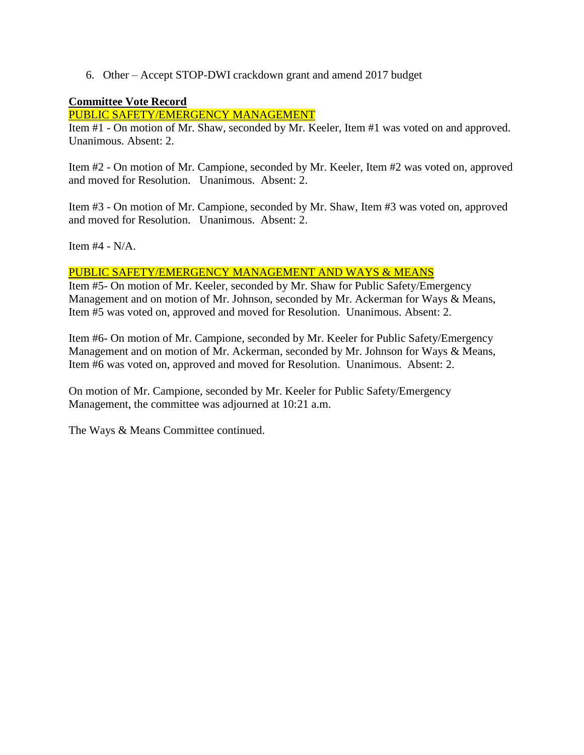6. Other – Accept STOP-DWI crackdown grant and amend 2017 budget

**Committee Vote Record**

PUBLIC SAFETY/EMERGENCY MANAGEMENT

Item #1 - On motion of Mr. Shaw, seconded by Mr. Keeler, Item #1 was voted on and approved. Unanimous. Absent: 2.

Item #2 - On motion of Mr. Campione, seconded by Mr. Keeler, Item #2 was voted on, approved and moved for Resolution. Unanimous. Absent: 2.

Item #3 - On motion of Mr. Campione, seconded by Mr. Shaw, Item #3 was voted on, approved and moved for Resolution. Unanimous. Absent: 2.

Item #4 - N/A.

PUBLIC SAFETY/EMERGENCY MANAGEMENT AND WAYS & MEANS

Item #5- On motion of Mr. Keeler, seconded by Mr. Shaw for Public Safety/Emergency Management and on motion of Mr. Johnson, seconded by Mr. Ackerman for Ways & Means, Item #5 was voted on, approved and moved for Resolution. Unanimous. Absent: 2.

Item #6- On motion of Mr. Campione, seconded by Mr. Keeler for Public Safety/Emergency Management and on motion of Mr. Ackerman, seconded by Mr. Johnson for Ways & Means, Item #6 was voted on, approved and moved for Resolution. Unanimous. Absent: 2.

On motion of Mr. Campione, seconded by Mr. Keeler for Public Safety/Emergency Management, the committee was adjourned at 10:21 a.m.

The Ways & Means Committee continued.